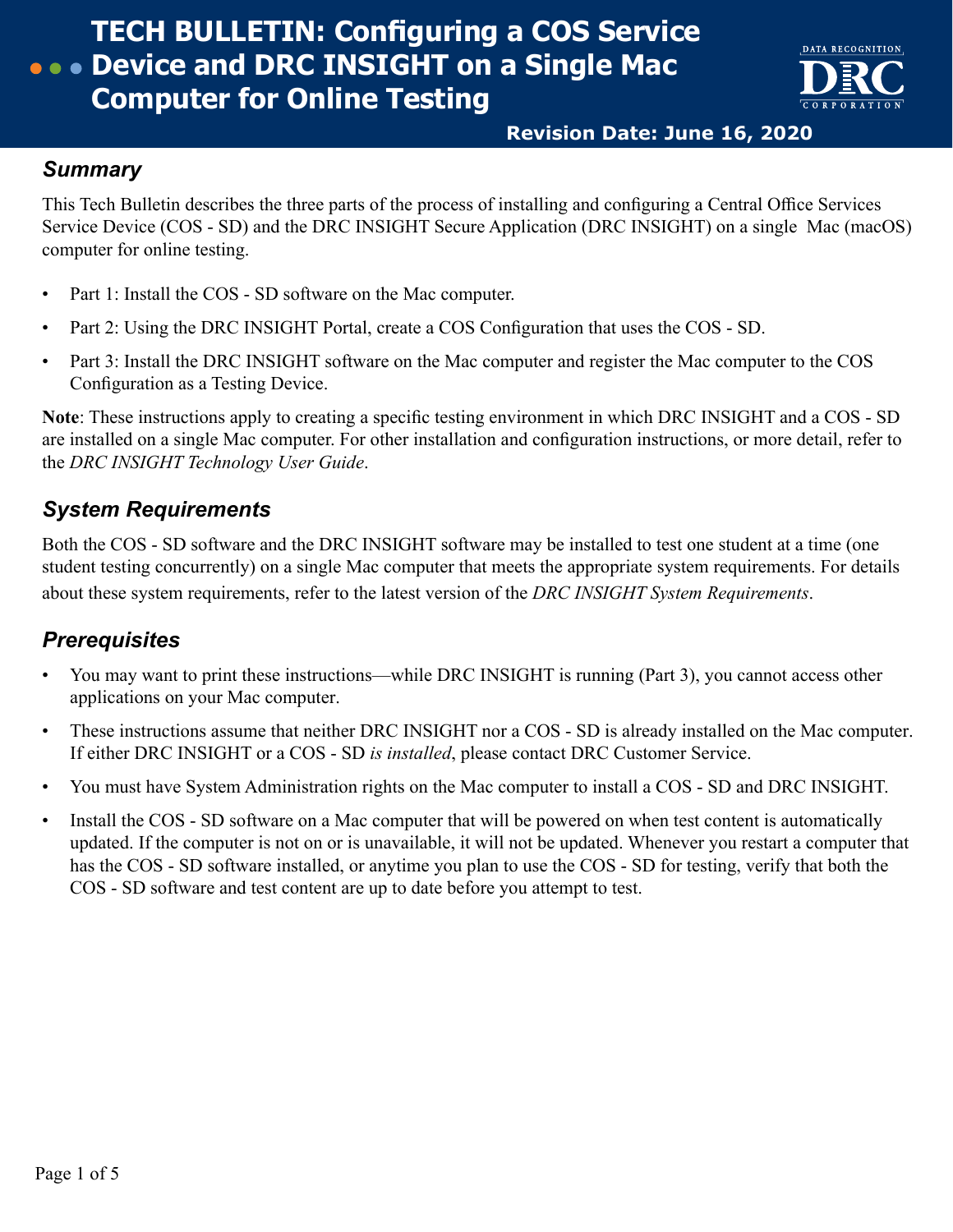# TECH BULLETIN: Configuring a COS Service Device and DRC INSIGHT on a Single Mac Computer for Online Testing

**Revision Date: June 16, 2020**

## *Summary*

This Tech Bulletin describes the three parts of the process of installing and configuring a Central Office Services Service Device (COS - SD) and the DRC INSIGHT Secure Application (DRC INSIGHT) on a single Mac (macOS) computer for online testing.

- Part 1: Install the COS - SD software on the Mac computer.
- Part 2: Using the DRC INSIGHT Portal, create a COS Configuration that uses the COS - SD.
- Part 3: Install the DRC INSIGHT software on the Mac computer and register the Mac computer to the COS Configuration as a Testing Device.

**Note**: These instructions apply to creating a specific testing environment in which DRC INSIGHT and a COS - SD are installed on a single Mac computer. For other installation and configuration instructions, or more detail, refer to the *DRC INSIGHT Technology User Guide*.

## *System Requirements*

Both the COS - SD software and the DRC INSIGHT software may be installed to test one student at a time (one student testing concurrently) on a single Mac computer that meets the appropriate system requirements. For details about these system requirements, refer to the latest version of the *DRC INSIGHT System Requirements*.

## *Prerequisites*

- You may want to print these instructions—while DRC INSIGHT is running (Part 3), you cannot access other applications on your Mac computer.
- These instructions assume that neither DRC INSIGHT nor a COS - SD is already installed on the Mac computer. If either DRC INSIGHT or a COS - SD *is installed*, please contact DRC Customer Service.
- You must have System Administration rights on the Mac computer to install a COS - SD and DRC INSIGHT.
- Install the COS - SD software on a Mac computer that will be powered on when test content is automatically updated. If the computer is not on or is unavailable, it will not be updated. Whenever you restart a computer that has the COS - SD software installed, or anytime you plan to use the COS - SD for testing, verify that both the COS - SD software and test content are up to date before you attempt to test.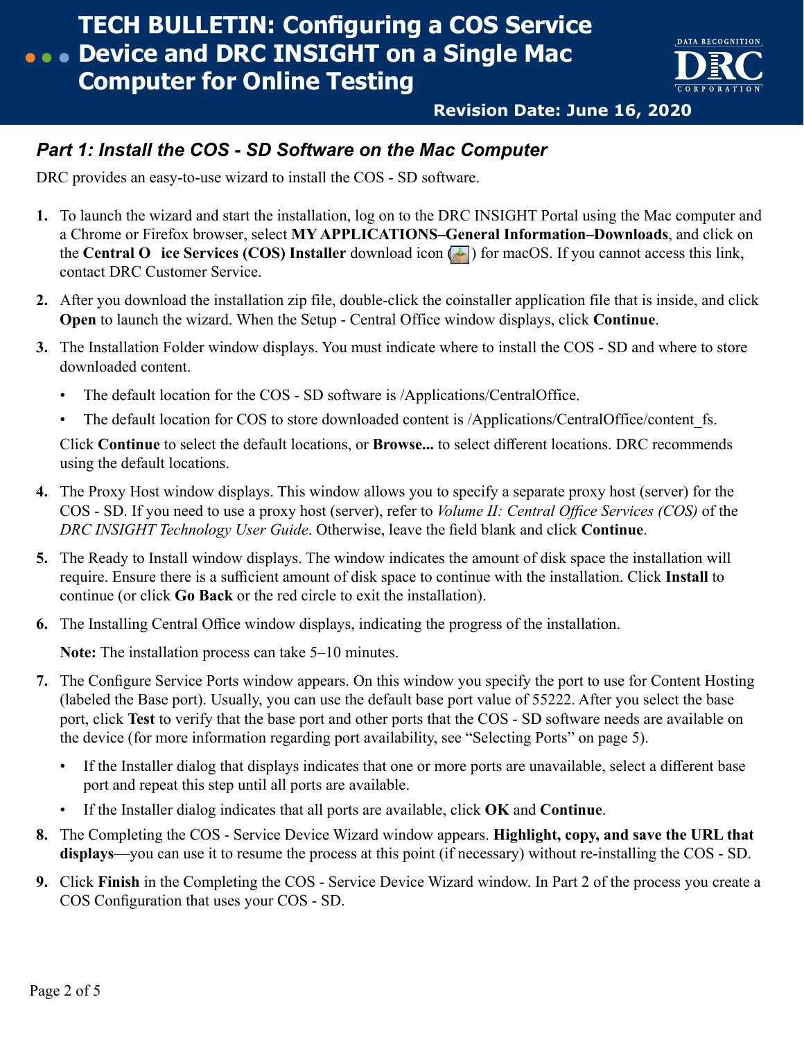# TECH BULLETIN: Configuring a COS Service Device and DRC INSIGHT on a Single Mac Computer for Online Testing

**Revision Date: June 16, 2020**

## *Part 1: Install the COS - SD Software on the Mac Computer*

DRC provides an easy-to-use wizard to install the COS - SD software.

1. To launch the wizard and start the installation, log on to the DRC INSIGHT Portal using the Mac computer and a Chrome or Firefox browser, select **MY APPLICATIONS–General Information–Downloads**, and click on the **Central O ice Services (COS) Installer** download icon ( ) for macOS. If you cannot access this link, contact DRC Customer Service.
2. After you download the installation zip file, double-click the coinstaller application file that is inside, and click **Open** to launch the wizard. When the Setup - Central Office window displays, click **Continue**.
3. The Installation Folder window displays. You must indicate where to install the COS - SD and where to store downloaded content.
   - The default location for the COS - SD software is /Applications/CentralOffice.
   - The default location for COS to store downloaded content is /Applications/CentralOffice/content_fs.

   Click **Continue** to select the default locations, or **Browse...** to select different locations. DRC recommends using the default locations.
4. The Proxy Host window displays. This window allows you to specify a separate proxy host (server) for the COS - SD. If you need to use a proxy host (server), refer to *Volume II: Central Office Services (COS)* of the *DRC INSIGHT Technology User Guide*. Otherwise, leave the field blank and click **Continue**.
5. The Ready to Install window displays. The window indicates the amount of disk space the installation will require. Ensure there is a sufficient amount of disk space to continue with the installation. Click **Install** to continue (or click **Go Back** or the red circle to exit the installation).
6. The Installing Central Office window displays, indicating the progress of the installation.

   **Note:** The installation process can take 5–10 minutes.
7. The Configure Service Ports window appears. On this window you specify the port to use for Content Hosting (labeled the Base port). Usually, you can use the default base port value of 55222. After you select the base port, click **Test** to verify that the base port and other ports that the COS - SD software needs are available on the device (for more information regarding port availability, see "Selecting Ports" on page 5).
   - If the Installer dialog that displays indicates that one or more ports are unavailable, select a different base port and repeat this step until all ports are available.
   - If the Installer dialog indicates that all ports are available, click **OK** and **Continue**.
8. The Completing the COS - Service Device Wizard window appears. **Highlight, copy, and save the URL that displays**—you can use it to resume the process at this point (if necessary) without re-installing the COS - SD.
9. Click **Finish** in the Completing the COS - Service Device Wizard window. In Part 2 of the process you create a COS Configuration that uses your COS - SD.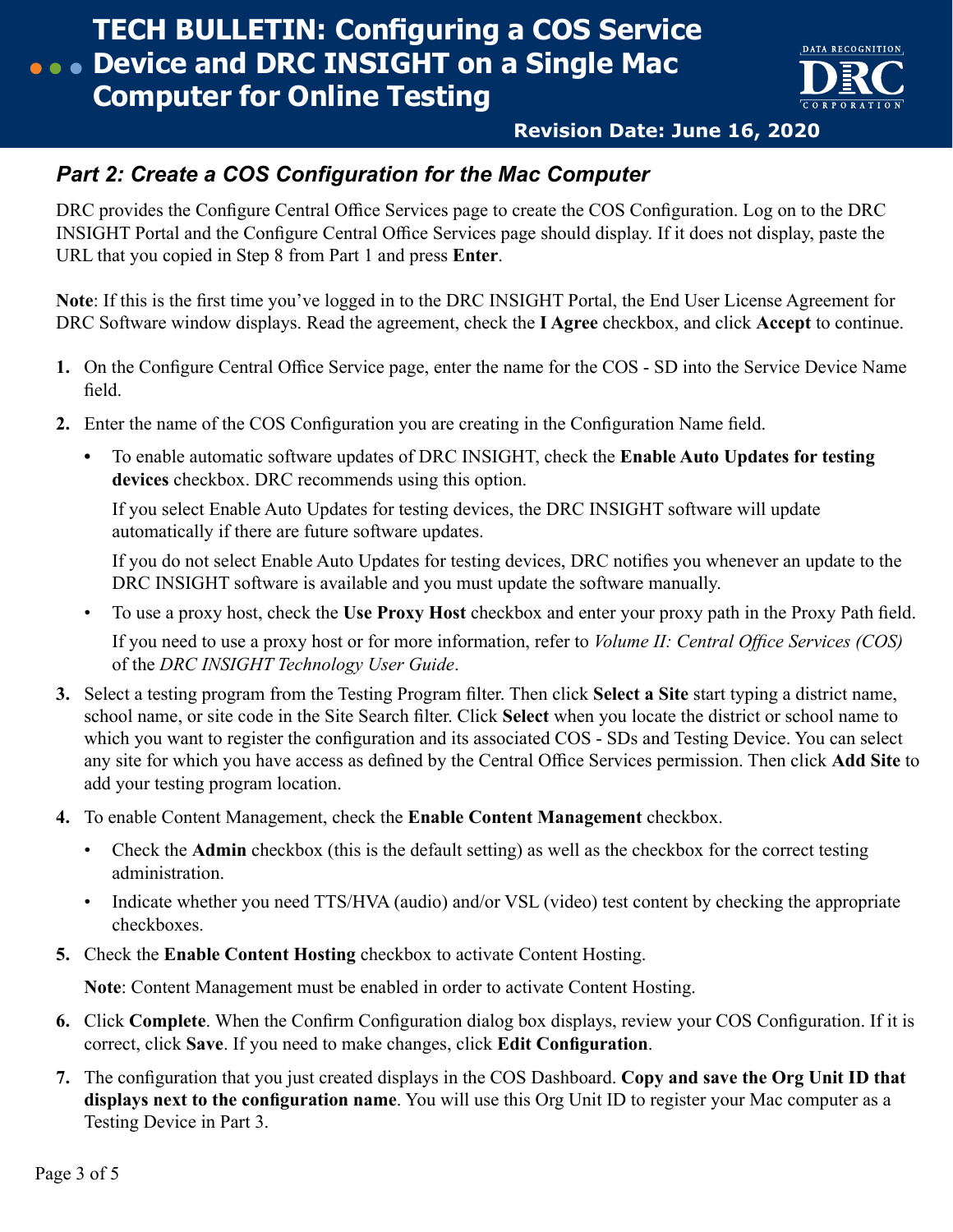## Part 2: Create a COS Configuration for the Mac Computer

DRC provides the Configure Central Office Services page to create the COS Configuration. Log on to the DRC INSIGHT Portal and the Configure Central Office Services page should display. If it does not display, paste the URL that you copied in Step 8 from Part 1 and press **Enter**.

**Note**: If this is the first time you've logged in to the DRC INSIGHT Portal, the End User License Agreement for DRC Software window displays. Read the agreement, check the **I Agree** checkbox, and click **Accept** to continue.

1. On the Configure Central Office Service page, enter the name for the COS - SD into the Service Device Name field.
2. Enter the name of the COS Configuration you are creating in the Configuration Name field.
   - To enable automatic software updates of DRC INSIGHT, check the **Enable Auto Updates for testing devices** checkbox. DRC recommends using this option.

     If you select Enable Auto Updates for testing devices, the DRC INSIGHT software will update automatically if there are future software updates.

     If you do not select Enable Auto Updates for testing devices, DRC notifies you whenever an update to the DRC INSIGHT software is available and you must update the software manually.
   - To use a proxy host, check the **Use Proxy Host** checkbox and enter your proxy path in the Proxy Path field.

     If you need to use a proxy host or for more information, refer to *Volume II: Central Office Services (COS)* of the *DRC INSIGHT Technology User Guide*.
3. Select a testing program from the Testing Program filter. Then click **Select a Site** start typing a district name, school name, or site code in the Site Search filter. Click **Select** when you locate the district or school name to which you want to register the configuration and its associated COS - SDs and Testing Device. You can select any site for which you have access as defined by the Central Office Services permission. Then click **Add Site** to add your testing program location.
4. To enable Content Management, check the **Enable Content Management** checkbox.
   - Check the **Admin** checkbox (this is the default setting) as well as the checkbox for the correct testing administration.
   - Indicate whether you need TTS/HVA (audio) and/or VSL (video) test content by checking the appropriate checkboxes.
5. Check the **Enable Content Hosting** checkbox to activate Content Hosting.

   **Note**: Content Management must be enabled in order to activate Content Hosting.
6. Click **Complete**. When the Confirm Configuration dialog box displays, review your COS Configuration. If it is correct, click **Save**. If you need to make changes, click **Edit Configuration**.
7. The configuration that you just created displays in the COS Dashboard. **Copy and save the Org Unit ID that displays next to the configuration name**. You will use this Org Unit ID to register your Mac computer as a Testing Device in Part 3.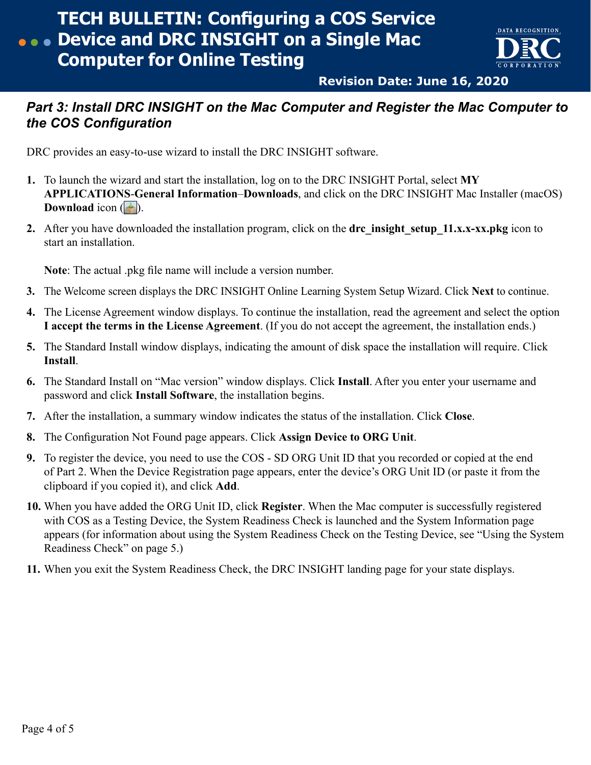# TECH BULLETIN: Configuring a COS Service Device and DRC INSIGHT on a Single Mac Computer for Online Testing

**Revision Date: June 16, 2020**

## *Part 3: Install DRC INSIGHT on the Mac Computer and Register the Mac Computer to the COS Configuration*

DRC provides an easy-to-use wizard to install the DRC INSIGHT software.

1. To launch the wizard and start the installation, log on to the DRC INSIGHT Portal, select **MY APPLICATIONS**-**General Information**–**Downloads**, and click on the DRC INSIGHT Mac Installer (macOS) **Download** icon ( ).
2. After you have downloaded the installation program, click on the **drc_insight_setup_11.x.x-xx.pkg** icon to start an installation.

   **Note**: The actual .pkg file name will include a version number.
3. The Welcome screen displays the DRC INSIGHT Online Learning System Setup Wizard. Click **Next** to continue.
4. The License Agreement window displays. To continue the installation, read the agreement and select the option **I accept the terms in the License Agreement**. (If you do not accept the agreement, the installation ends.)
5. The Standard Install window displays, indicating the amount of disk space the installation will require. Click **Install**.
6. The Standard Install on "Mac version" window displays. Click **Install**. After you enter your username and password and click **Install Software**, the installation begins.
7. After the installation, a summary window indicates the status of the installation. Click **Close**.
8. The Configuration Not Found page appears. Click **Assign Device to ORG Unit**.
9. To register the device, you need to use the COS - SD ORG Unit ID that you recorded or copied at the end of Part 2. When the Device Registration page appears, enter the device's ORG Unit ID (or paste it from the clipboard if you copied it), and click **Add**.
10. When you have added the ORG Unit ID, click **Register**. When the Mac computer is successfully registered with COS as a Testing Device, the System Readiness Check is launched and the System Information page appears (for information about using the System Readiness Check on the Testing Device, see "Using the System Readiness Check" on page 5.)
11. When you exit the System Readiness Check, the DRC INSIGHT landing page for your state displays.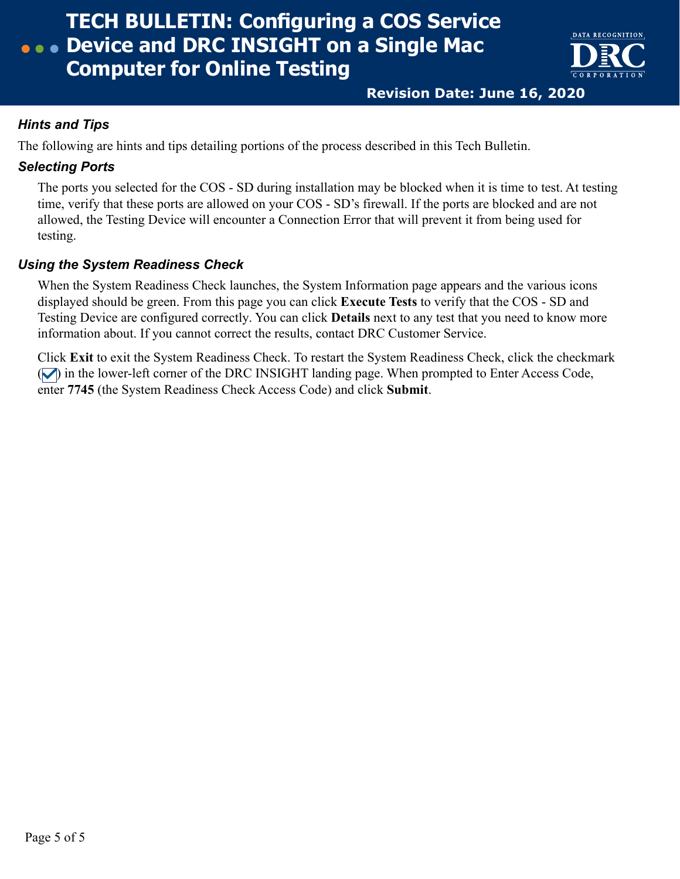### *Hints and Tips*

The following are hints and tips detailing portions of the process described in this Tech Bulletin.

### *Selecting Ports*

The ports you selected for the COS - SD during installation may be blocked when it is time to test. At testing time, verify that these ports are allowed on your COS - SD's firewall. If the ports are blocked and are not allowed, the Testing Device will encounter a Connection Error that will prevent it from being used for testing.

### *Using the System Readiness Check*

When the System Readiness Check launches, the System Information page appears and the various icons displayed should be green. From this page you can click **Execute Tests** to verify that the COS - SD and Testing Device are configured correctly. You can click **Details** next to any test that you need to know more information about. If you cannot correct the results, contact DRC Customer Service.

Click **Exit** to exit the System Readiness Check. To restart the System Readiness Check, click the checkmark (☑) in the lower-left corner of the DRC INSIGHT landing page. When prompted to Enter Access Code, enter **7745** (the System Readiness Check Access Code) and click **Submit**.